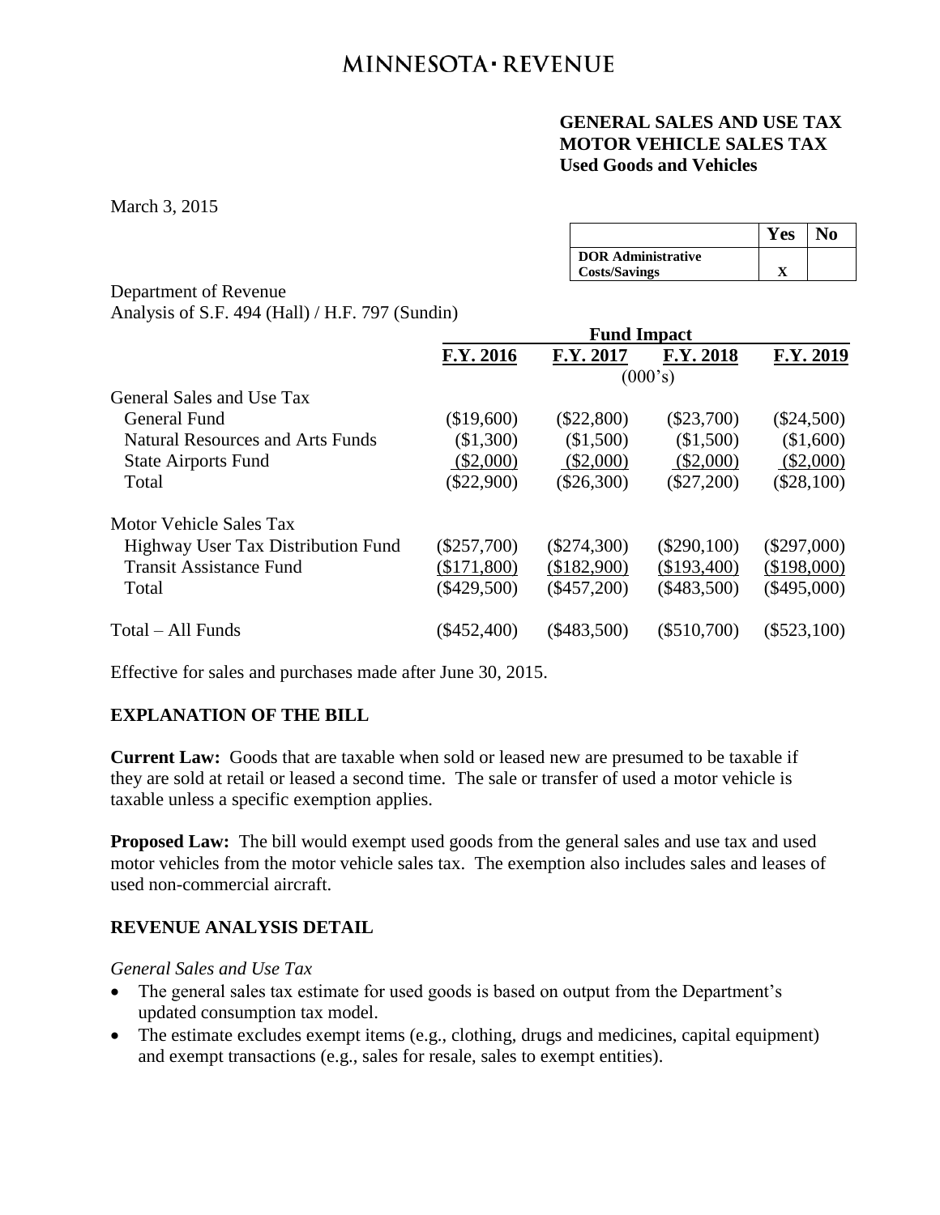# MINNESOTA·REVENUE

**GENERAL SALES AND USE TAX**
**MOTOR VEHICLE SALES TAX**
**Used Goods and Vehicles**

March 3, 2015

| | Yes | No |
|---|---|---|
| **DOR Administrative Costs/Savings** | X | |

Department of Revenue
Analysis of S.F. 494 (Hall) / H.F. 797 (Sundin)

| | Fund Impact | | | |
|---|---|---|---|---|
| | F.Y. 2016 | F.Y. 2017 | F.Y. 2018 | F.Y. 2019 |
| | | (000's) | | |
| General Sales and Use Tax | | | | |
| General Fund | ($19,600) | ($22,800) | ($23,700) | ($24,500) |
| Natural Resources and Arts Funds | ($1,300) | ($1,500) | ($1,500) | ($1,600) |
| State Airports Fund | ($2,000) | ($2,000) | ($2,000) | ($2,000) |
| Total | ($22,900) | ($26,300) | ($27,200) | ($28,100) |
| Motor Vehicle Sales Tax | | | | |
| Highway User Tax Distribution Fund | ($257,700) | ($274,300) | ($290,100) | ($297,000) |
| Transit Assistance Fund | ($171,800) | ($182,900) | ($193,400) | ($198,000) |
| Total | ($429,500) | ($457,200) | ($483,500) | ($495,000) |
| Total – All Funds | ($452,400) | ($483,500) | ($510,700) | ($523,100) |

Effective for sales and purchases made after June 30, 2015.

## EXPLANATION OF THE BILL

**Current Law:** Goods that are taxable when sold or leased new are presumed to be taxable if they are sold at retail or leased a second time. The sale or transfer of used a motor vehicle is taxable unless a specific exemption applies.

**Proposed Law:** The bill would exempt used goods from the general sales and use tax and used motor vehicles from the motor vehicle sales tax. The exemption also includes sales and leases of used non-commercial aircraft.

## REVENUE ANALYSIS DETAIL

*General Sales and Use Tax*

- The general sales tax estimate for used goods is based on output from the Department's updated consumption tax model.
- The estimate excludes exempt items (e.g., clothing, drugs and medicines, capital equipment) and exempt transactions (e.g., sales for resale, sales to exempt entities).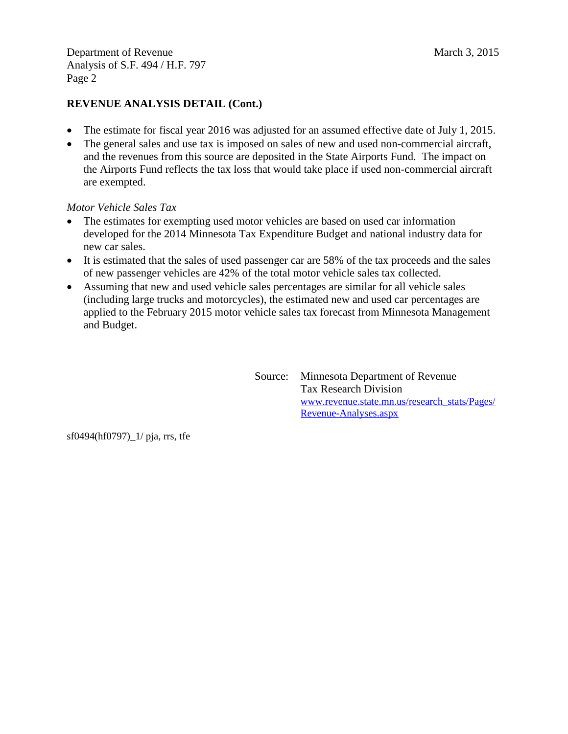## REVENUE ANALYSIS DETAIL (Cont.)

- The estimate for fiscal year 2016 was adjusted for an assumed effective date of July 1, 2015.
- The general sales and use tax is imposed on sales of new and used non-commercial aircraft, and the revenues from this source are deposited in the State Airports Fund. The impact on the Airports Fund reflects the tax loss that would take place if used non-commercial aircraft are exempted.

*Motor Vehicle Sales Tax*

- The estimates for exempting used motor vehicles are based on used car information developed for the 2014 Minnesota Tax Expenditure Budget and national industry data for new car sales.
- It is estimated that the sales of used passenger car are 58% of the tax proceeds and the sales of new passenger vehicles are 42% of the total motor vehicle sales tax collected.
- Assuming that new and used vehicle sales percentages are similar for all vehicle sales (including large trucks and motorcycles), the estimated new and used car percentages are applied to the February 2015 motor vehicle sales tax forecast from Minnesota Management and Budget.

Source: Minnesota Department of Revenue
Tax Research Division
www.revenue.state.mn.us/research_stats/Pages/Revenue-Analyses.aspx

sf0494(hf0797)_1/ pja, rrs, tfe